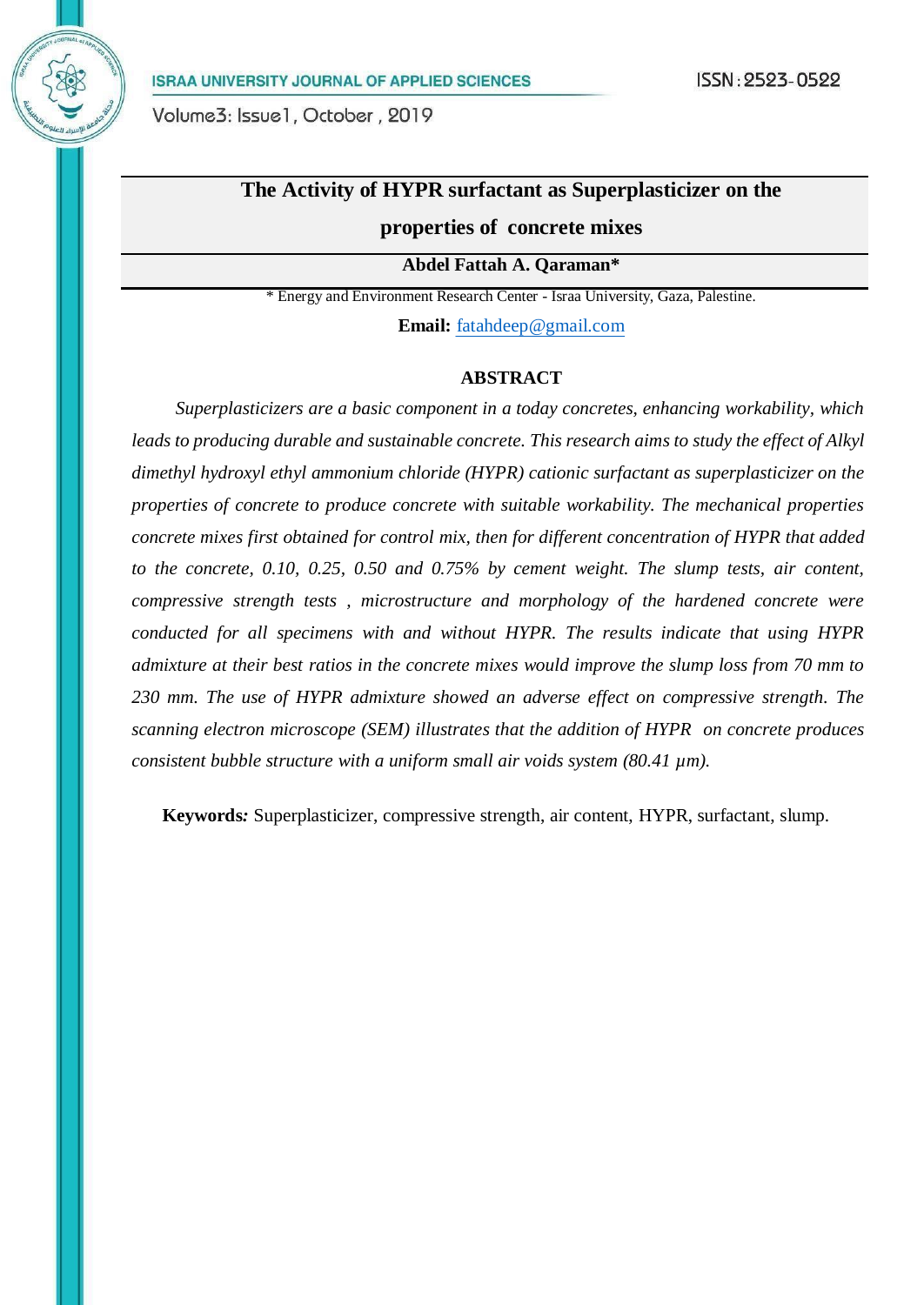# The Activity of HYPR surfactant as Superplasticizer on the properties of concrete mixes

**Abdel Fattah A. Qaraman***

* Energy and Environment Research Center - Israa University, Gaza, Palestine.

**Email:** fatahdeep@gmail.com

## ABSTRACT

*Superplasticizers are a basic component in a today concretes, enhancing workability, which leads to producing durable and sustainable concrete. This research aims to study the effect of Alkyl dimethyl hydroxyl ethyl ammonium chloride (HYPR) cationic surfactant as superplasticizer on the properties of concrete to produce concrete with suitable workability. The mechanical properties concrete mixes first obtained for control mix, then for different concentration of HYPR that added to the concrete, 0.10, 0.25, 0.50 and 0.75% by cement weight. The slump tests, air content, compressive strength tests , microstructure and morphology of the hardened concrete were conducted for all specimens with and without HYPR. The results indicate that using HYPR admixture at their best ratios in the concrete mixes would improve the slump loss from 70 mm to 230 mm. The use of HYPR admixture showed an adverse effect on compressive strength. The scanning electron microscope (SEM) illustrates that the addition of HYPR on concrete produces consistent bubble structure with a uniform small air voids system (80.41 μm).*

**Keywords:** Superplasticizer, compressive strength, air content, HYPR, surfactant, slump.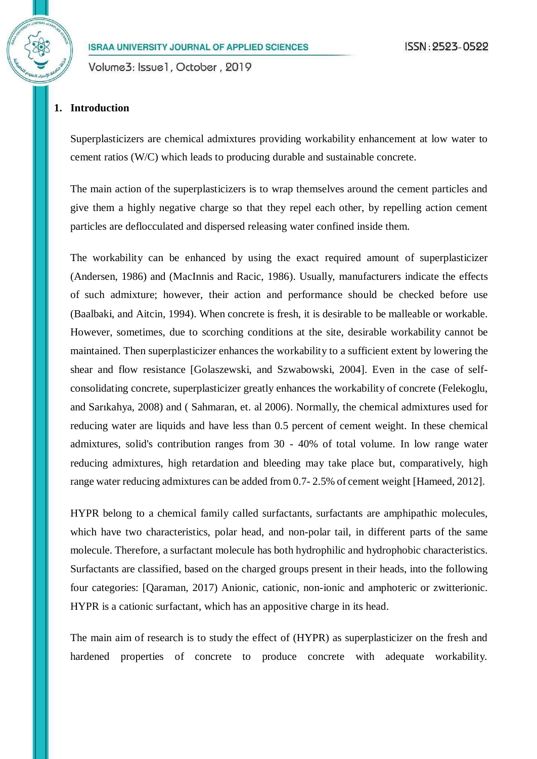## 1. Introduction

Superplasticizers are chemical admixtures providing workability enhancement at low water to cement ratios (W/C) which leads to producing durable and sustainable concrete.

The main action of the superplasticizers is to wrap themselves around the cement particles and give them a highly negative charge so that they repel each other, by repelling action cement particles are deflocculated and dispersed releasing water confined inside them.

The workability can be enhanced by using the exact required amount of superplasticizer (Andersen, 1986) and (MacInnis and Racic, 1986). Usually, manufacturers indicate the effects of such admixture; however, their action and performance should be checked before use (Baalbaki, and Aitcin, 1994). When concrete is fresh, it is desirable to be malleable or workable. However, sometimes, due to scorching conditions at the site, desirable workability cannot be maintained. Then superplasticizer enhances the workability to a sufficient extent by lowering the shear and flow resistance [Golaszewski, and Szwabowski, 2004]. Even in the case of self-consolidating concrete, superplasticizer greatly enhances the workability of concrete (Felekoglu, and Sarıkahya, 2008) and ( Sahmaran, et. al 2006). Normally, the chemical admixtures used for reducing water are liquids and have less than 0.5 percent of cement weight. In these chemical admixtures, solid's contribution ranges from 30 - 40% of total volume. In low range water reducing admixtures, high retardation and bleeding may take place but, comparatively, high range water reducing admixtures can be added from 0.7- 2.5% of cement weight [Hameed, 2012].

HYPR belong to a chemical family called surfactants, surfactants are amphipathic molecules, which have two characteristics, polar head, and non-polar tail, in different parts of the same molecule. Therefore, a surfactant molecule has both hydrophilic and hydrophobic characteristics. Surfactants are classified, based on the charged groups present in their heads, into the following four categories: [Qaraman, 2017) Anionic, cationic, non-ionic and amphoteric or zwitterionic. HYPR is a cationic surfactant, which has an appositive charge in its head.

The main aim of research is to study the effect of (HYPR) as superplasticizer on the fresh and hardened properties of concrete to produce concrete with adequate workability.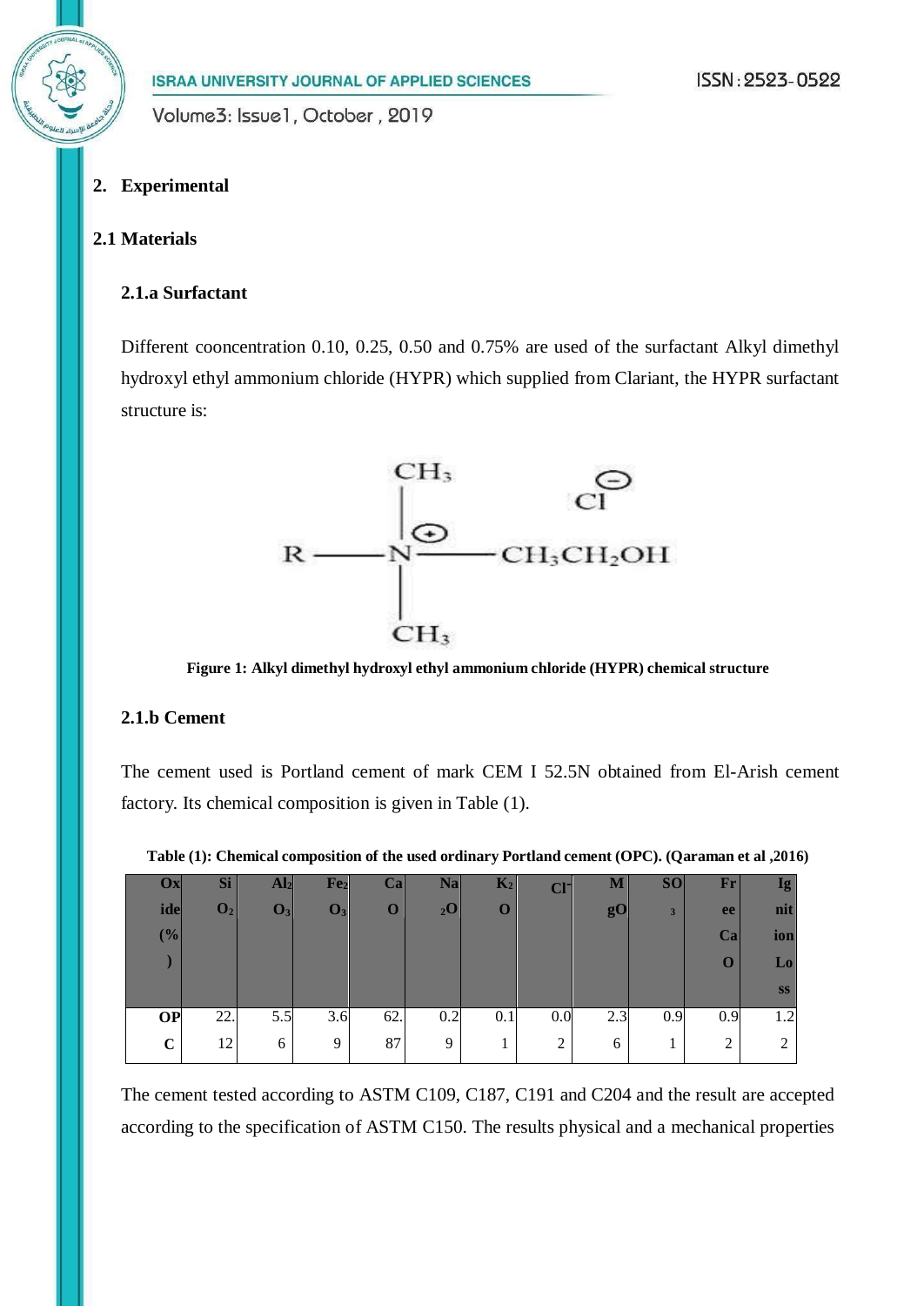## 2. Experimental

## 2.1 Materials

### 2.1.a Surfactant

Different cooncentration 0.10, 0.25, 0.50 and 0.75% are used of the surfactant Alkyl dimethyl hydroxyl ethyl ammonium chloride (HYPR) which supplied from Clariant, the HYPR surfactant structure is:

$$R - N^{\oplus}(CH_3)_2 - CH_3CH_2OH \quad Cl^{\ominus}$$

**Figure 1: Alkyl dimethyl hydroxyl ethyl ammonium chloride (HYPR) chemical structure**

### 2.1.b Cement

The cement used is Portland cement of mark CEM I 52.5N obtained from El-Arish cement factory. Its chemical composition is given in Table (1).

**Table (1): Chemical composition of the used ordinary Portland cement (OPC). (Qaraman et al ,2016)**

| Oxide (%) | $SiO_2$ | $Al_2O_3$ | $Fe_2O_3$ | CaO | $Na_2O$ | $K_2O$ | $Cl^-$ | MgO | $SO_3$ | Free CaO | Ignition Loss |
|---|---|---|---|---|---|---|---|---|---|---|---|
| OPC | 22.12 | 5.56 | 3.69 | 62.87 | 0.29 | 0.11 | 0.02 | 2.36 | 0.91 | 0.92 | 1.22 |

The cement tested according to ASTM C109, C187, C191 and C204 and the result are accepted according to the specification of ASTM C150. The results physical and a mechanical properties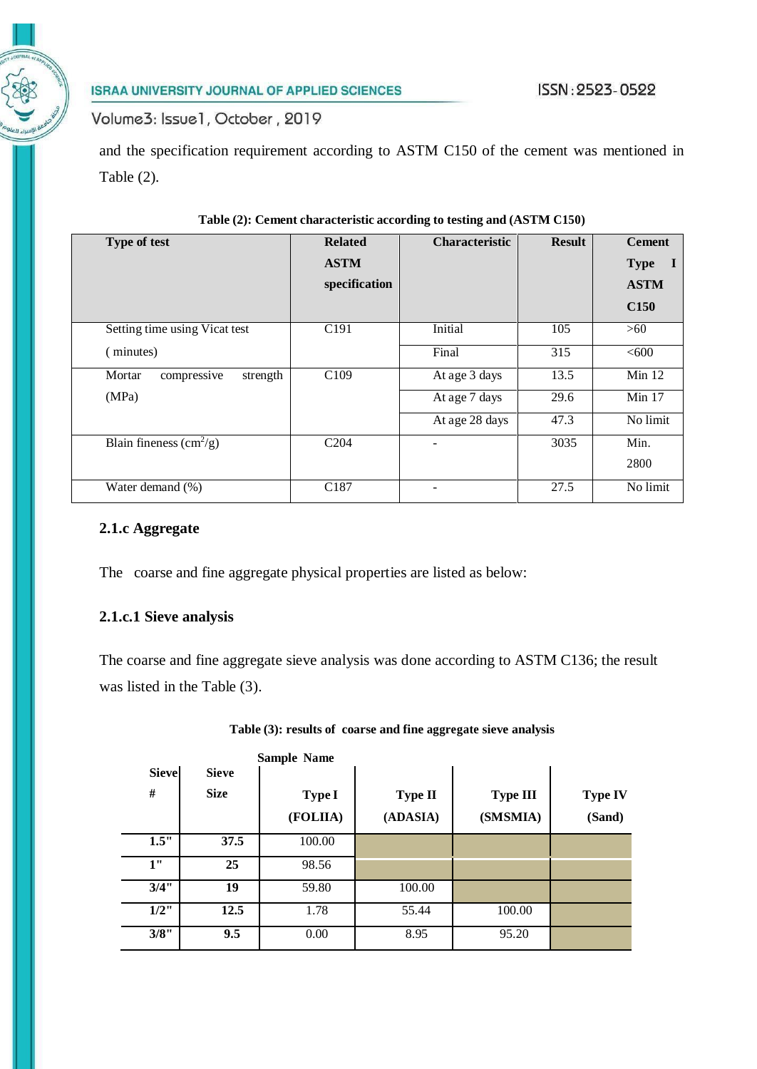and the specification requirement according to ASTM C150 of the cement was mentioned in Table (2).

**Table (2): Cement characteristic according to testing and (ASTM C150)**

| Type of test | Related ASTM specification | Characteristic | Result | Cement Type I ASTM C150 |
|---|---|---|---|---|
| Setting time using Vicat test ( minutes) | C191 | Initial | 105 | >60 |
| | | Final | 315 | <600 |
| Mortar compressive strength (MPa) | C109 | At age 3 days | 13.5 | Min 12 |
| | | At age 7 days | 29.6 | Min 17 |
| | | At age 28 days | 47.3 | No limit |
| Blain fineness ($cm^2/g$) | C204 | - | 3035 | Min. 2800 |
| Water demand (%) | C187 | - | 27.5 | No limit |

### 2.1.c Aggregate

The coarse and fine aggregate physical properties are listed as below:

#### 2.1.c.1 Sieve analysis

The coarse and fine aggregate sieve analysis was done according to ASTM C136; the result was listed in the Table (3).

**Table (3): results of coarse and fine aggregate sieve analysis**

| Sieve # | Sieve Size | Sample Name Type I (FOLIIA) | Type II (ADASIA) | Type III (SMSMIA) | Type IV (Sand) |
|---|---|---|---|---|---|
| 1.5" | 37.5 | 100.00 | | | |
| 1" | 25 | 98.56 | | | |
| 3/4" | 19 | 59.80 | 100.00 | | |
| 1/2" | 12.5 | 1.78 | 55.44 | 100.00 | |
| 3/8" | 9.5 | 0.00 | 8.95 | 95.20 | |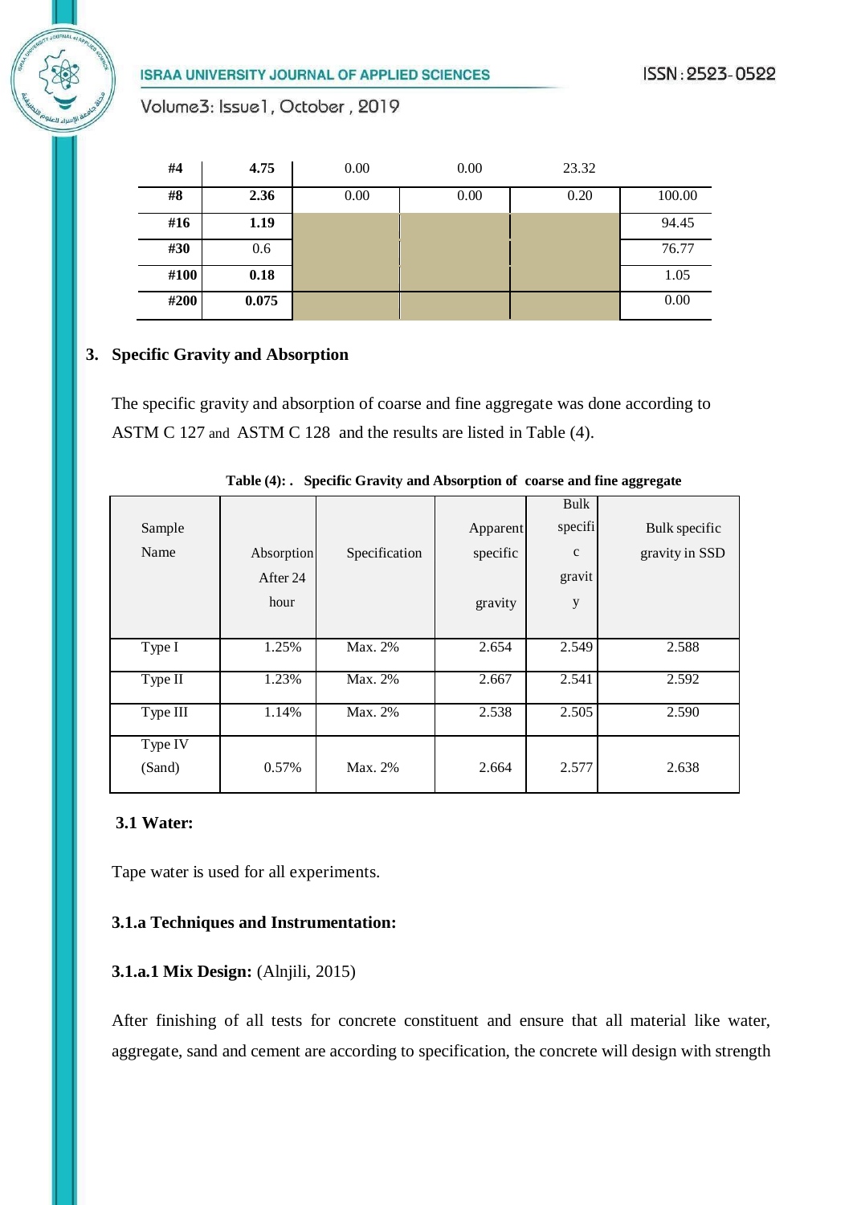| #4 | 4.75 | 0.00 | 0.00 | 23.32 | |
|---|---|---|---|---|---|
| #8 | 2.36 | 0.00 | 0.00 | 0.20 | 100.00 |
| #16 | 1.19 | | | | 94.45 |
| #30 | 0.6 | | | | 76.77 |
| #100 | 0.18 | | | | 1.05 |
| #200 | 0.075 | | | | 0.00 |

### 3. Specific Gravity and Absorption

The specific gravity and absorption of coarse and fine aggregate was done according to ASTM C 127 and ASTM C 128 and the results are listed in Table (4).

**Table (4): . Specific Gravity and Absorption of coarse and fine aggregate**

| Sample Name | Absorption After 24 hour | Specification | Apparent specific gravity | Bulk specific gravity | Bulk specific gravity in SSD |
|---|---|---|---|---|---|
| Type I | 1.25% | Max. 2% | 2.654 | 2.549 | 2.588 |
| Type II | 1.23% | Max. 2% | 2.667 | 2.541 | 2.592 |
| Type III | 1.14% | Max. 2% | 2.538 | 2.505 | 2.590 |
| Type IV (Sand) | 0.57% | Max. 2% | 2.664 | 2.577 | 2.638 |

#### 3.1 Water:

Tape water is used for all experiments.

#### 3.1.a Techniques and Instrumentation:

**3.1.a.1 Mix Design:** (Alnjili, 2015)

After finishing of all tests for concrete constituent and ensure that all material like water, aggregate, sand and cement are according to specification, the concrete will design with strength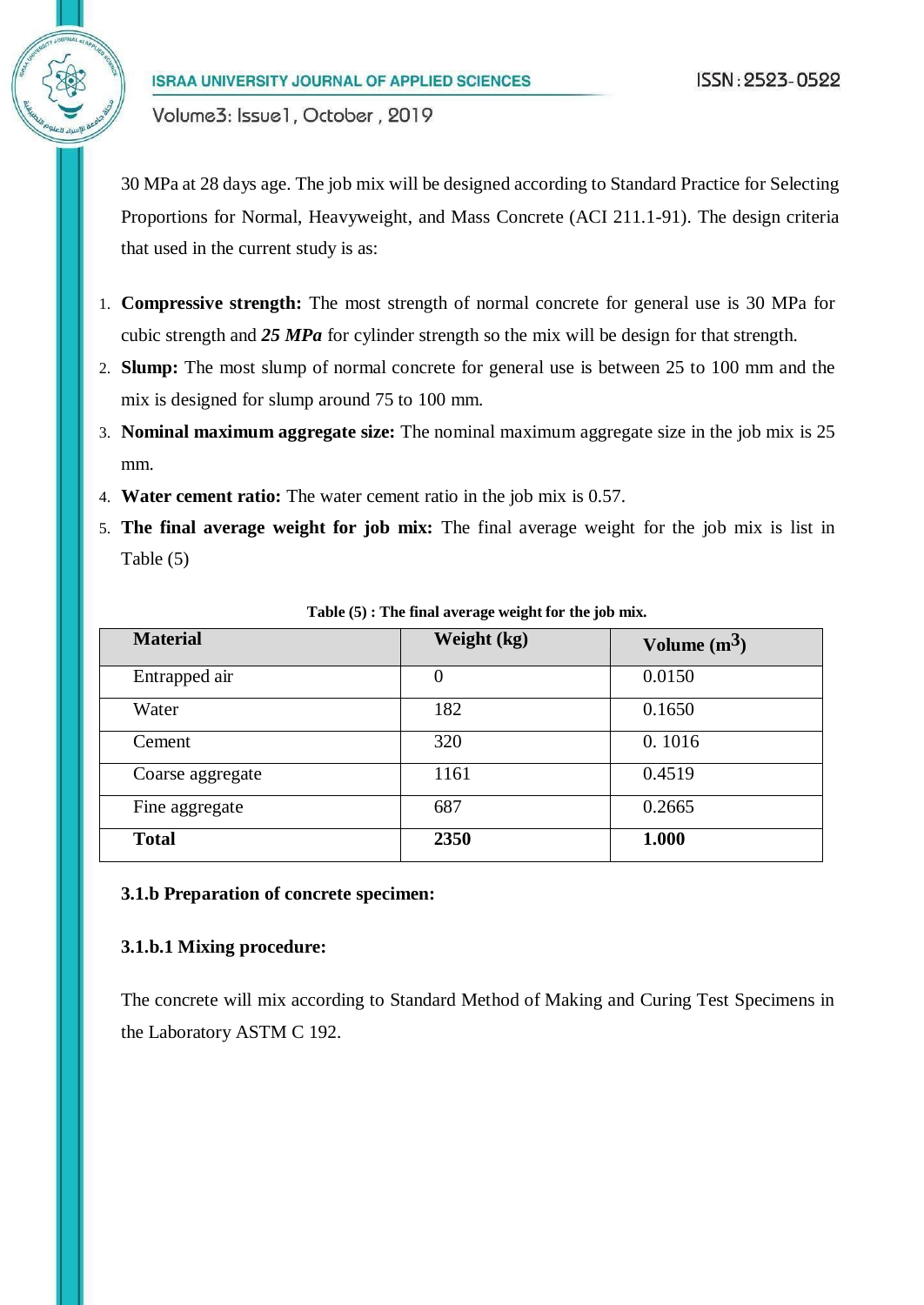30 MPa at 28 days age. The job mix will be designed according to Standard Practice for Selecting Proportions for Normal, Heavyweight, and Mass Concrete (ACI 211.1-91). The design criteria that used in the current study is as:

1. **Compressive strength:** The most strength of normal concrete for general use is 30 MPa for cubic strength and ***25 MPa*** for cylinder strength so the mix will be design for that strength.
2. **Slump:** The most slump of normal concrete for general use is between 25 to 100 mm and the mix is designed for slump around 75 to 100 mm.
3. **Nominal maximum aggregate size:** The nominal maximum aggregate size in the job mix is 25 mm.
4. **Water cement ratio:** The water cement ratio in the job mix is 0.57.
5. **The final average weight for job mix:** The final average weight for the job mix is list in Table (5)

**Table (5) : The final average weight for the job mix.**

| Material | Weight (kg) | Volume ($m^3$) |
|---|---|---|
| Entrapped air | 0 | 0.0150 |
| Water | 182 | 0.1650 |
| Cement | 320 | 0. 1016 |
| Coarse aggregate | 1161 | 0.4519 |
| Fine aggregate | 687 | 0.2665 |
| **Total** | **2350** | **1.000** |

**3.1.b Preparation of concrete specimen:**

**3.1.b.1 Mixing procedure:**

The concrete will mix according to Standard Method of Making and Curing Test Specimens in the Laboratory ASTM C 192.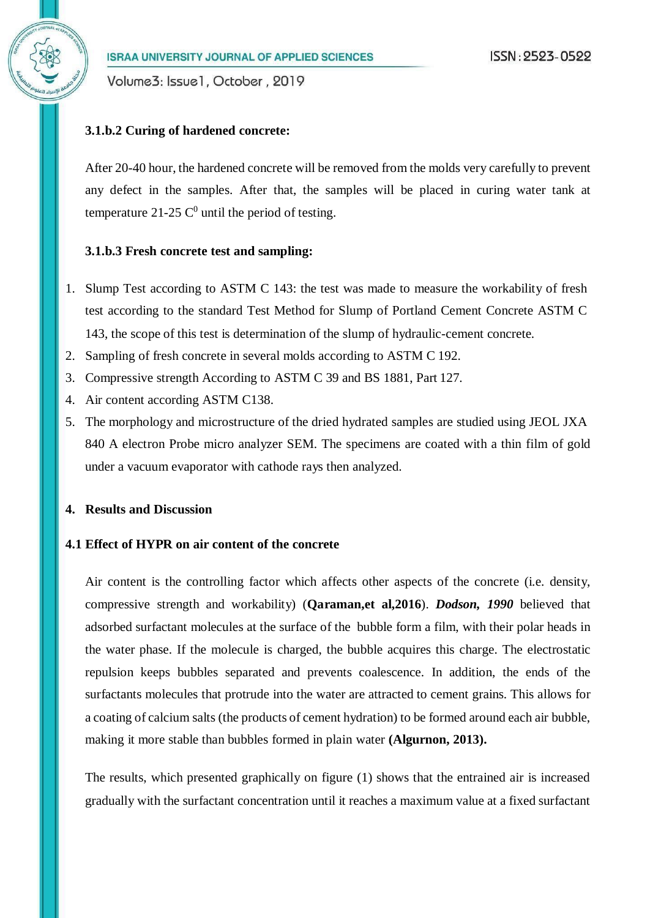#### 3.1.b.2 Curing of hardened concrete:

After 20-40 hour, the hardened concrete will be removed from the molds very carefully to prevent any defect in the samples. After that, the samples will be placed in curing water tank at temperature 21-25 $C^0$ until the period of testing.

#### 3.1.b.3 Fresh concrete test and sampling:

1. Slump Test according to ASTM C 143: the test was made to measure the workability of fresh test according to the standard Test Method for Slump of Portland Cement Concrete ASTM C 143, the scope of this test is determination of the slump of hydraulic-cement concrete.
2. Sampling of fresh concrete in several molds according to ASTM C 192.
3. Compressive strength According to ASTM C 39 and BS 1881, Part 127.
4. Air content according ASTM C138.
5. The morphology and microstructure of the dried hydrated samples are studied using JEOL JXA 840 A electron Probe micro analyzer SEM. The specimens are coated with a thin film of gold under a vacuum evaporator with cathode rays then analyzed.

## 4. Results and Discussion

### 4.1 Effect of HYPR on air content of the concrete

Air content is the controlling factor which affects other aspects of the concrete (i.e. density, compressive strength and workability) (**Qaraman,et al,2016**). ***Dodson, 1990*** believed that adsorbed surfactant molecules at the surface of the bubble form a film, with their polar heads in the water phase. If the molecule is charged, the bubble acquires this charge. The electrostatic repulsion keeps bubbles separated and prevents coalescence. In addition, the ends of the surfactants molecules that protrude into the water are attracted to cement grains. This allows for a coating of calcium salts (the products of cement hydration) to be formed around each air bubble, making it more stable than bubbles formed in plain water **(Algurnon, 2013).**

The results, which presented graphically on figure (1) shows that the entrained air is increased gradually with the surfactant concentration until it reaches a maximum value at a fixed surfactant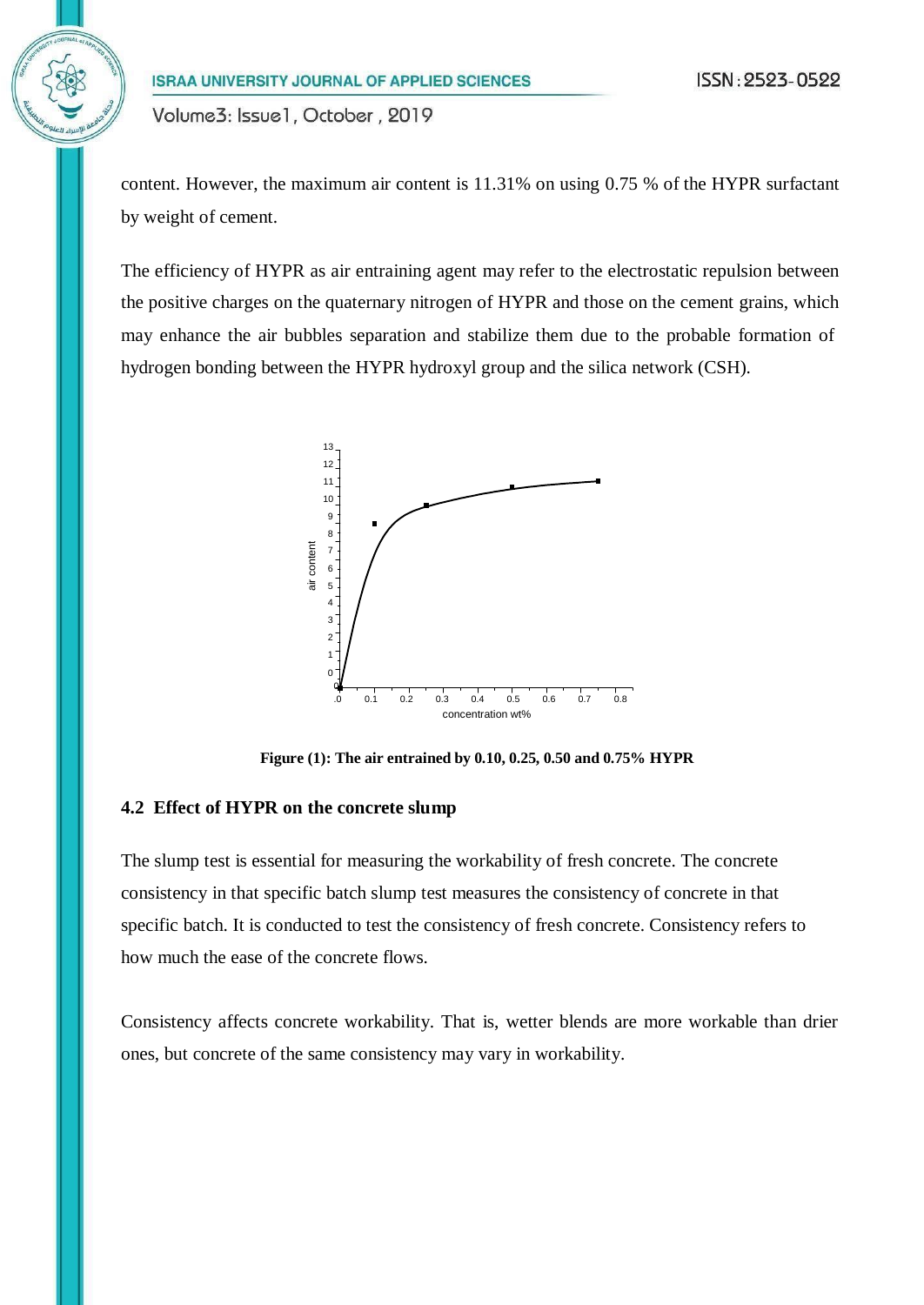content. However, the maximum air content is 11.31% on using 0.75 % of the HYPR surfactant by weight of cement.

The efficiency of HYPR as air entraining agent may refer to the electrostatic repulsion between the positive charges on the quaternary nitrogen of HYPR and those on the cement grains, which may enhance the air bubbles separation and stabilize them due to the probable formation of hydrogen bonding between the HYPR hydroxyl group and the silica network (CSH).

**Figure (1): The air entrained by 0.10, 0.25, 0.50 and 0.75% HYPR**

### 4.2 Effect of HYPR on the concrete slump

The slump test is essential for measuring the workability of fresh concrete. The concrete consistency in that specific batch slump test measures the consistency of concrete in that specific batch. It is conducted to test the consistency of fresh concrete. Consistency refers to how much the ease of the concrete flows.

Consistency affects concrete workability. That is, wetter blends are more workable than drier ones, but concrete of the same consistency may vary in workability.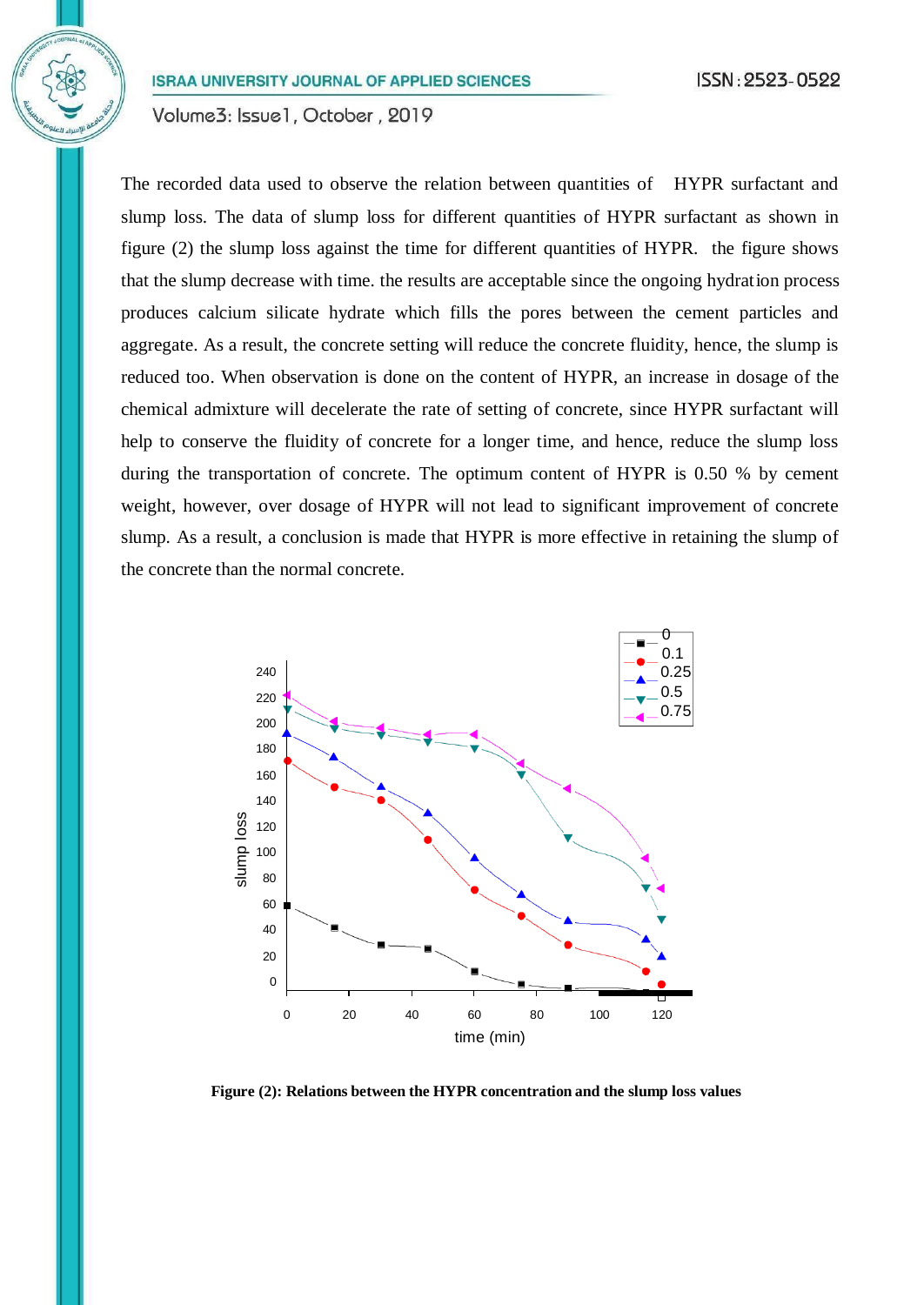The recorded data used to observe the relation between quantities of HYPR surfactant and slump loss. The data of slump loss for different quantities of HYPR surfactant as shown in figure (2) the slump loss against the time for different quantities of HYPR. the figure shows that the slump decrease with time. the results are acceptable since the ongoing hydration process produces calcium silicate hydrate which fills the pores between the cement particles and aggregate. As a result, the concrete setting will reduce the concrete fluidity, hence, the slump is reduced too. When observation is done on the content of HYPR, an increase in dosage of the chemical admixture will decelerate the rate of setting of concrete, since HYPR surfactant will help to conserve the fluidity of concrete for a longer time, and hence, reduce the slump loss during the transportation of concrete. The optimum content of HYPR is 0.50 % by cement weight, however, over dosage of HYPR will not lead to significant improvement of concrete slump. As a result, a conclusion is made that HYPR is more effective in retaining the slump of the concrete than the normal concrete.

**Figure (2): Relations between the HYPR concentration and the slump loss values**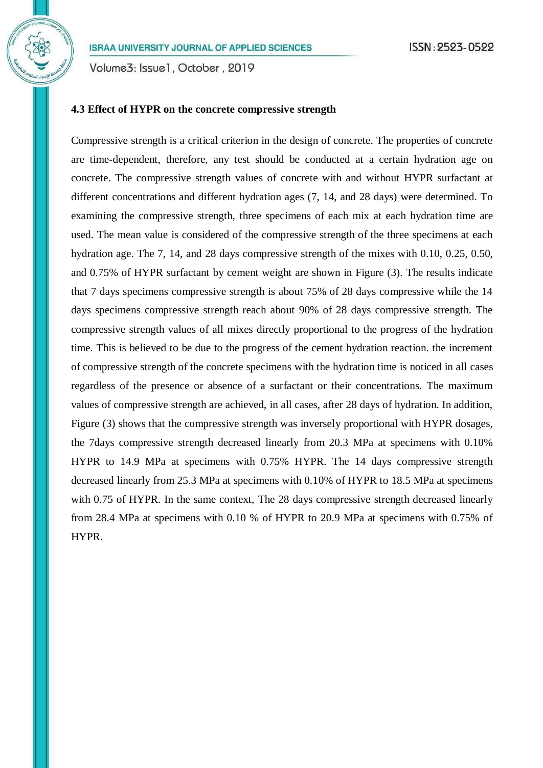### 4.3 Effect of HYPR on the concrete compressive strength

Compressive strength is a critical criterion in the design of concrete. The properties of concrete are time-dependent, therefore, any test should be conducted at a certain hydration age on concrete. The compressive strength values of concrete with and without HYPR surfactant at different concentrations and different hydration ages (7, 14, and 28 days) were determined. To examining the compressive strength, three specimens of each mix at each hydration time are used. The mean value is considered of the compressive strength of the three specimens at each hydration age. The 7, 14, and 28 days compressive strength of the mixes with 0.10, 0.25, 0.50, and 0.75% of HYPR surfactant by cement weight are shown in Figure (3). The results indicate that 7 days specimens compressive strength is about 75% of 28 days compressive while the 14 days specimens compressive strength reach about 90% of 28 days compressive strength. The compressive strength values of all mixes directly proportional to the progress of the hydration time. This is believed to be due to the progress of the cement hydration reaction. the increment of compressive strength of the concrete specimens with the hydration time is noticed in all cases regardless of the presence or absence of a surfactant or their concentrations. The maximum values of compressive strength are achieved, in all cases, after 28 days of hydration. In addition, Figure (3) shows that the compressive strength was inversely proportional with HYPR dosages, the 7days compressive strength decreased linearly from 20.3 MPa at specimens with 0.10% HYPR to 14.9 MPa at specimens with 0.75% HYPR. The 14 days compressive strength decreased linearly from 25.3 MPa at specimens with 0.10% of HYPR to 18.5 MPa at specimens with 0.75 of HYPR. In the same context, The 28 days compressive strength decreased linearly from 28.4 MPa at specimens with 0.10 % of HYPR to 20.9 MPa at specimens with 0.75% of HYPR.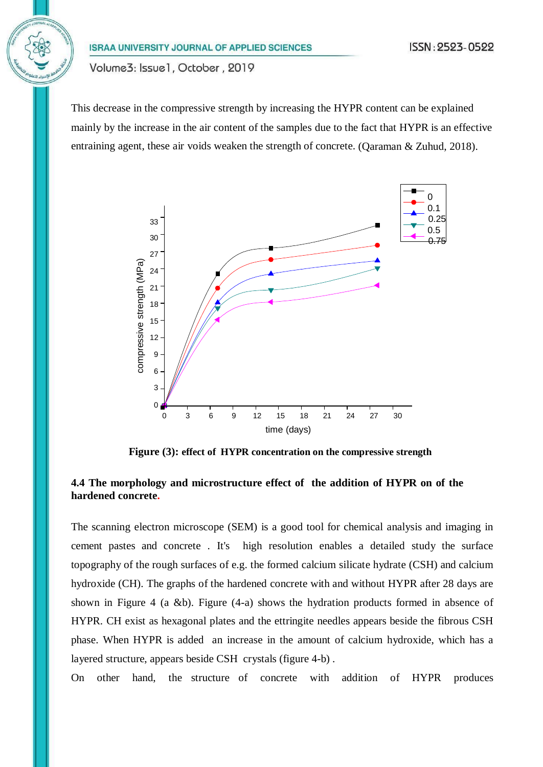This decrease in the compressive strength by increasing the HYPR content can be explained mainly by the increase in the air content of the samples due to the fact that HYPR is an effective entraining agent, these air voids weaken the strength of concrete. (Qaraman & Zuhud, 2018).

**Figure (3): effect of HYPR concentration on the compressive strength**

### 4.4 The morphology and microstructure effect of the addition of HYPR on of the hardened concrete.

The scanning electron microscope (SEM) is a good tool for chemical analysis and imaging in cement pastes and concrete . It's high resolution enables a detailed study the surface topography of the rough surfaces of e.g. the formed calcium silicate hydrate (CSH) and calcium hydroxide (CH). The graphs of the hardened concrete with and without HYPR after 28 days are shown in Figure 4 (a &b). Figure (4-a) shows the hydration products formed in absence of HYPR. CH exist as hexagonal plates and the ettringite needles appears beside the fibrous CSH phase. When HYPR is added an increase in the amount of calcium hydroxide, which has a layered structure, appears beside CSH crystals (figure 4-b) .

On other hand, the structure of concrete with addition of HYPR produces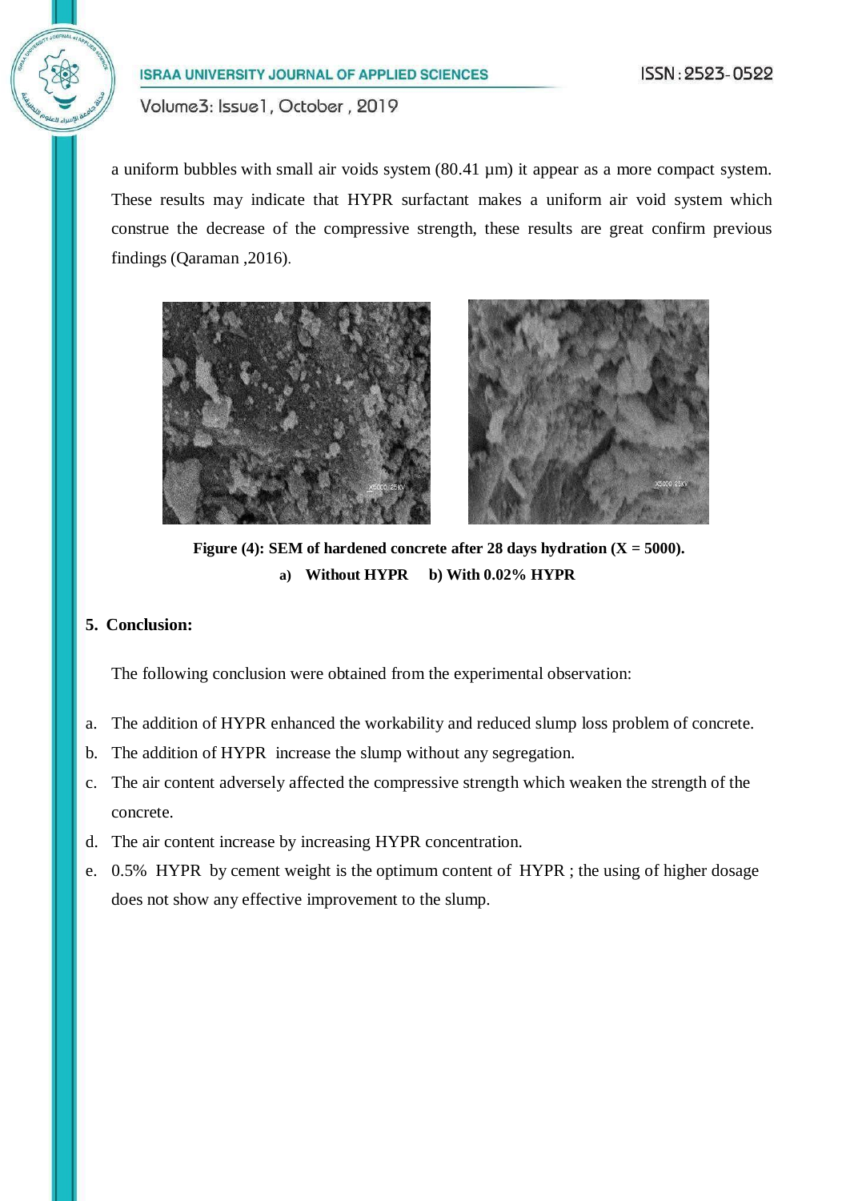a uniform bubbles with small air voids system (80.41 µm) it appear as a more compact system. These results may indicate that HYPR surfactant makes a uniform air void system which construe the decrease of the compressive strength, these results are great confirm previous findings (Qaraman ,2016).

**Figure (4): SEM of hardened concrete after 28 days hydration (X = 5000).**
**a) Without HYPR b) With 0.02% HYPR**

## 5. Conclusion:

The following conclusion were obtained from the experimental observation:

a. The addition of HYPR enhanced the workability and reduced slump loss problem of concrete.
b. The addition of HYPR increase the slump without any segregation.
c. The air content adversely affected the compressive strength which weaken the strength of the concrete.
d. The air content increase by increasing HYPR concentration.
e. 0.5% HYPR by cement weight is the optimum content of HYPR ; the using of higher dosage does not show any effective improvement to the slump.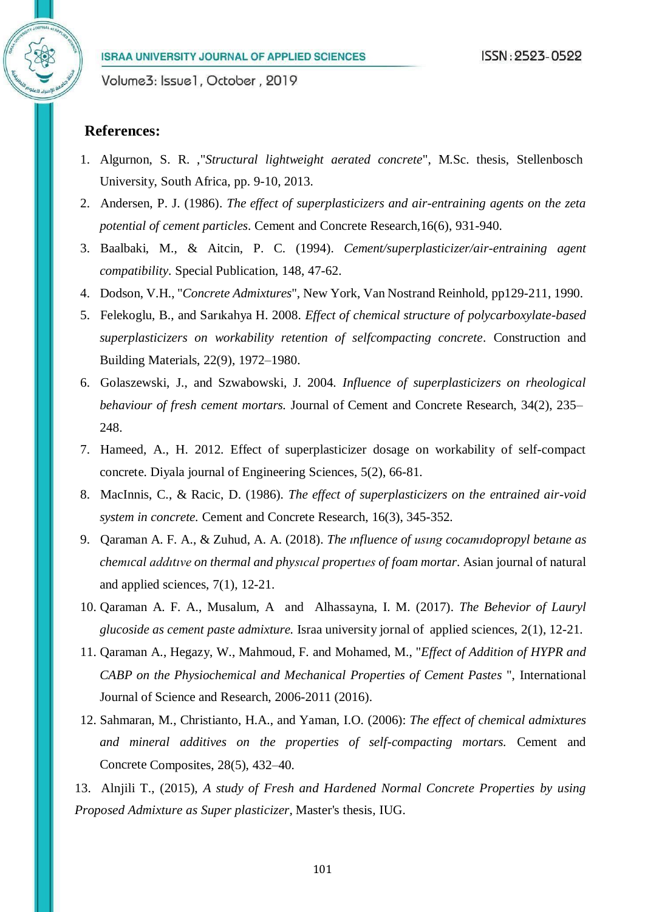## References:

1. Algurnon, S. R. ,"*Structural lightweight aerated concrete*", M.Sc. thesis, Stellenbosch University, South Africa, pp. 9-10, 2013.
2. Andersen, P. J. (1986). *The effect of superplasticizers and air-entraining agents on the zeta potential of cement particles*. Cement and Concrete Research,16(6), 931-940.
3. Baalbaki, M., & Aitcin, P. C. (1994). *Cement/superplasticizer/air-entraining agent compatibility*. Special Publication, 148, 47-62.
4. Dodson, V.H., "*Concrete Admixtures*", New York, Van Nostrand Reinhold, pp129-211, 1990.
5. Felekoglu, B., and Sarıkahya H. 2008. *Effect of chemical structure of polycarboxylate-based superplasticizers on workability retention of selfcompacting concrete*. Construction and Building Materials, 22(9), 1972–1980.
6. Golaszewski, J., and Szwabowski, J. 2004. *Influence of superplasticizers on rheological behaviour of fresh cement mortars.* Journal of Cement and Concrete Research, 34(2), 235–248.
7. Hameed, A., H. 2012. Effect of superplasticizer dosage on workability of self-compact concrete. Diyala journal of Engineering Sciences, 5(2), 66-81.
8. MacInnis, C., & Racic, D. (1986). *The effect of superplasticizers on the entrained air-void system in concrete.* Cement and Concrete Research, 16(3), 345-352.
9. Qaraman A. F. A., & Zuhud, A. A. (2018). *The ınfluence of usıng cocamıdopropyl betaıne as chemıcal addıtıve on thermal and physıcal propertıes of foam mortar*. Asian journal of natural and applied sciences, 7(1), 12-21.
10. Qaraman A. F. A., Musalum, A and Alhassayna, I. M. (2017). *The Behevior of Lauryl glucoside as cement paste admixture.* Israa university jornal of applied sciences, 2(1), 12-21.
11. Qaraman A., Hegazy, W., Mahmoud, F. and Mohamed, M., "*Effect of Addition of HYPR and CABP on the Physiochemical and Mechanical Properties of Cement Pastes* ", International Journal of Science and Research, 2006-2011 (2016).
12. Sahmaran, M., Christianto, H.A., and Yaman, I.O. (2006): *The effect of chemical admixtures and mineral additives on the properties of self-compacting mortars.* Cement and Concrete Composites, 28(5), 432–40.
13. Alnjili T., (2015), *A study of Fresh and Hardened Normal Concrete Properties by using Proposed Admixture as Super plasticizer*, Master's thesis, IUG.